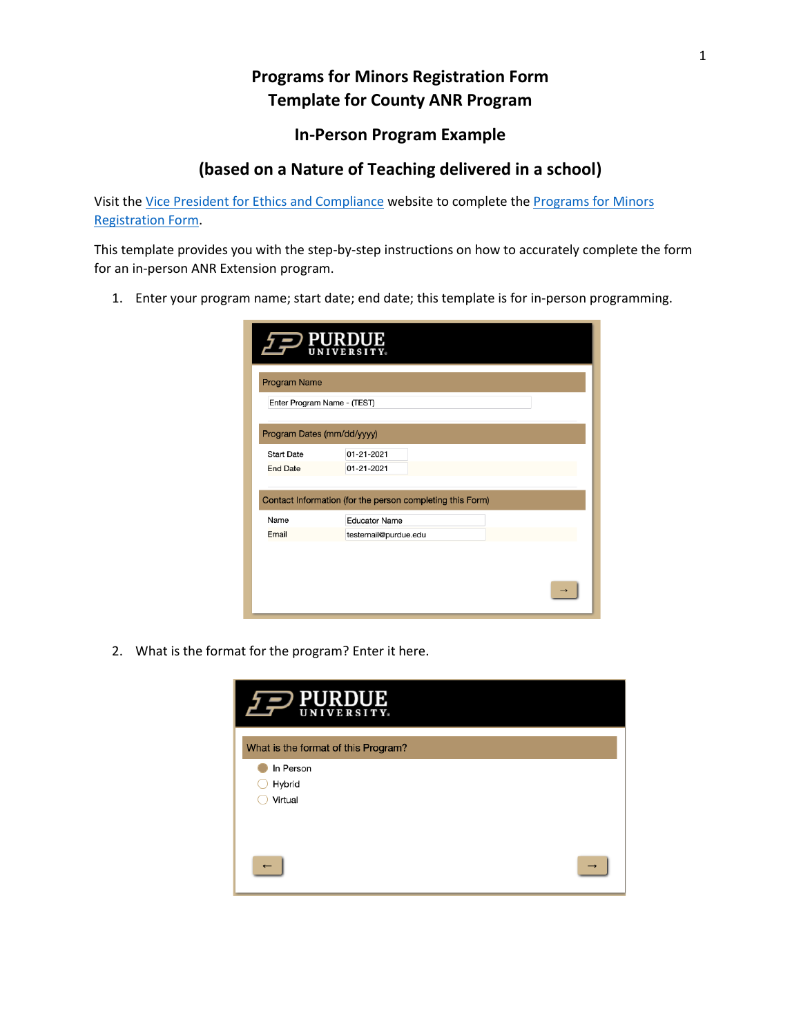# Programs for Minors Registration Form
# Template for County ANR Program

## In-Person Program Example

## (based on a Nature of Teaching delivered in a school)

Visit the Vice President for Ethics and Compliance website to complete the Programs for Minors Registration Form.

This template provides you with the step-by-step instructions on how to accurately complete the form for an in-person ANR Extension program.

1. Enter your program name; start date; end date; this template is for in-person programming.

2. What is the format for the program? Enter it here.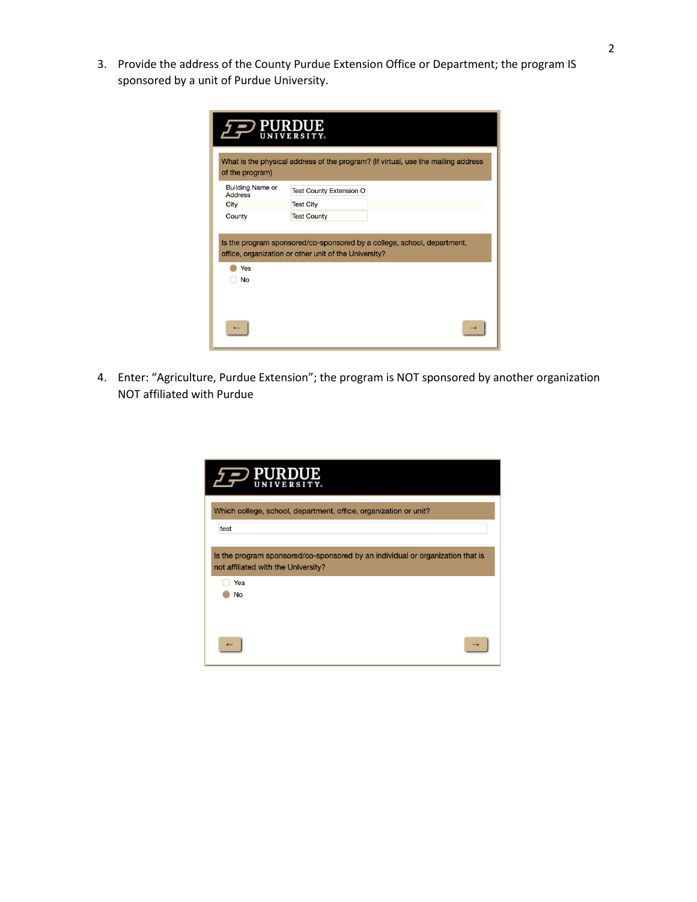3. Provide the address of the County Purdue Extension Office or Department; the program IS sponsored by a unit of Purdue University.

PURDUE UNIVERSITY

What is the physical address of the program? (If virtual, use the mailing address of the program)

| | |
|---|---|
| Building Name or Address | Test County Extension O |
| City | Test City |
| County | Test County |

Is the program sponsored/co-sponsored by a college, school, department, office, organization or other unit of the University?

- (●) Yes
- ( ) No

← →

4. Enter: "Agriculture, Purdue Extension"; the program is NOT sponsored by another organization NOT affiliated with Purdue

PURDUE UNIVERSITY

Which college, school, department, office, organization or unit?

test

Is the program sponsored/co-sponsored by an individual or organization that is not affiliated with the University?

- ( ) Yes
- (●) No

← →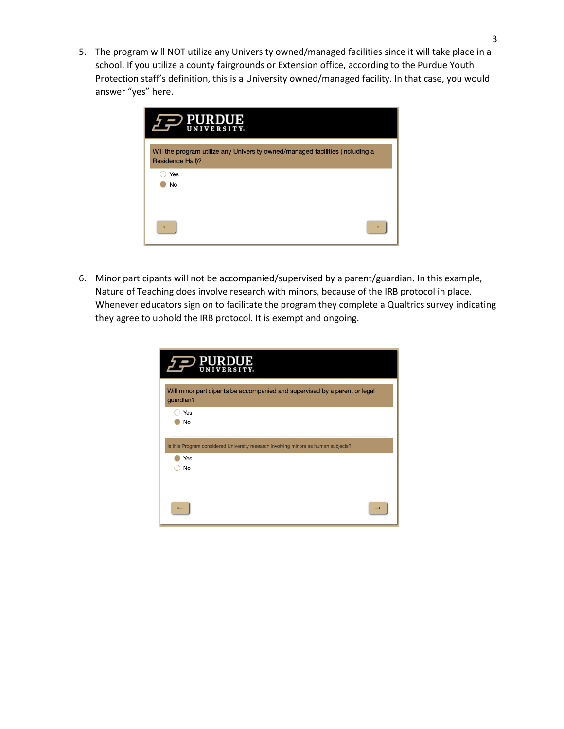5. The program will NOT utilize any University owned/managed facilities since it will take place in a school. If you utilize a county fairgrounds or Extension office, according to the Purdue Youth Protection staff's definition, this is a University owned/managed facility. In that case, you would answer "yes" here.

   PURDUE UNIVERSITY

   Will the program utilize any University owned/managed facilities (including a Residence Hall)?

   - Yes
   - No (selected)

   ← →

6. Minor participants will not be accompanied/supervised by a parent/guardian. In this example, Nature of Teaching does involve research with minors, because of the IRB protocol in place. Whenever educators sign on to facilitate the program they complete a Qualtrics survey indicating they agree to uphold the IRB protocol. It is exempt and ongoing.

   PURDUE UNIVERSITY

   Will minor participants be accompanied and supervised by a parent or legal guardian?

   - Yes
   - No (selected)

   Is this Program considered University research involving minors as human subjects?

   - Yes (selected)
   - No

   ← →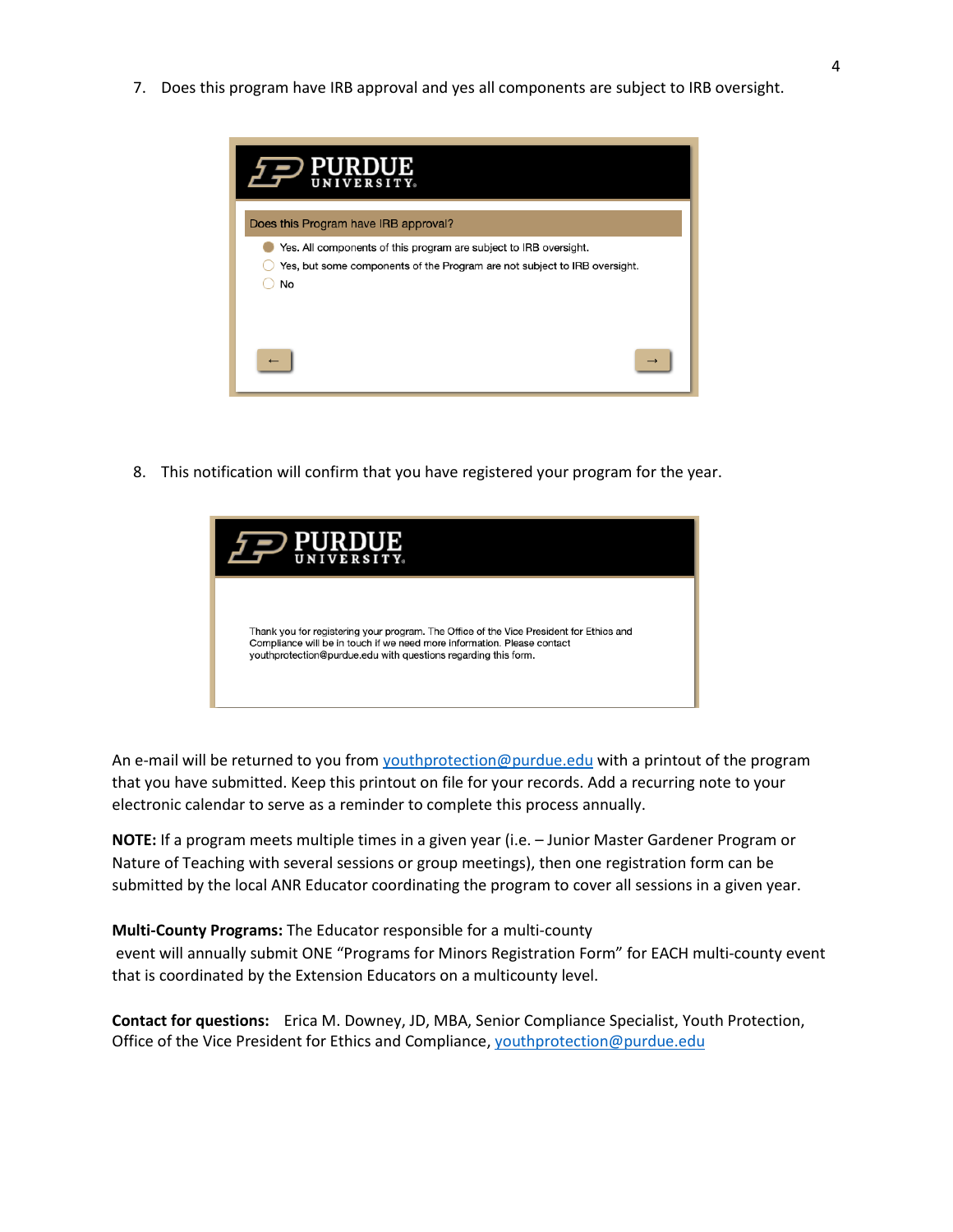7. Does this program have IRB approval and yes all components are subject to IRB oversight.

PURDUE UNIVERSITY

Does this Program have IRB approval?

- Yes. All components of this program are subject to IRB oversight.
- Yes, but some components of the Program are not subject to IRB oversight.
- No

8. This notification will confirm that you have registered your program for the year.

PURDUE UNIVERSITY

Thank you for registering your program. The Office of the Vice President for Ethics and Compliance will be in touch if we need more information. Please contact youthprotection@purdue.edu with questions regarding this form.

An e-mail will be returned to you from youthprotection@purdue.edu with a printout of the program that you have submitted. Keep this printout on file for your records. Add a recurring note to your electronic calendar to serve as a reminder to complete this process annually.

**NOTE:** If a program meets multiple times in a given year (i.e. – Junior Master Gardener Program or Nature of Teaching with several sessions or group meetings), then one registration form can be submitted by the local ANR Educator coordinating the program to cover all sessions in a given year.

**Multi-County Programs:** The Educator responsible for a multi-county event will annually submit ONE "Programs for Minors Registration Form" for EACH multi-county event that is coordinated by the Extension Educators on a multicounty level.

**Contact for questions:** Erica M. Downey, JD, MBA, Senior Compliance Specialist, Youth Protection, Office of the Vice President for Ethics and Compliance, youthprotection@purdue.edu